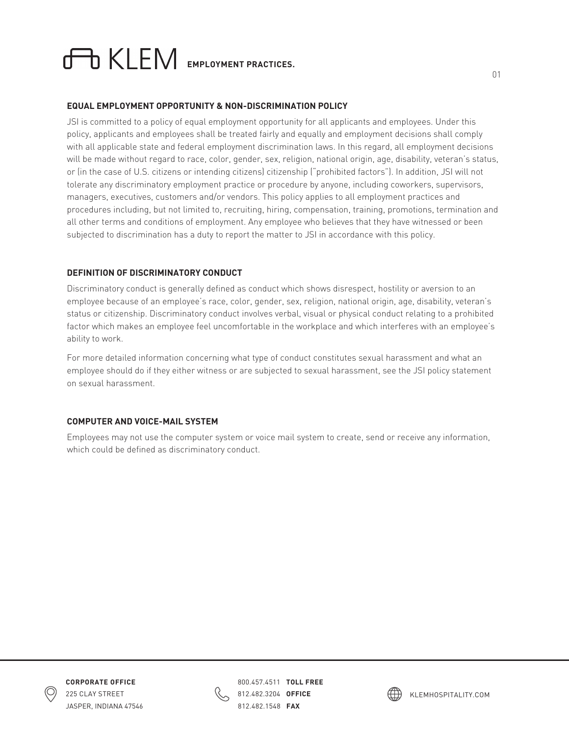# KLEM EMPLOYMENT PRACTICES.

## EQUAL EMPLOYMENT OPPORTUNITY & NON-DISCRIMINATION POLICY

JSI is committed to a policy of equal employment opportunity for all applicants and employees. Under this policy, applicants and employees shall be treated fairly and equally and employment decisions shall comply with all applicable state and federal employment discrimination laws. In this regard, all employment decisions will be made without regard to race, color, gender, sex, religion, national origin, age, disability, veteran's status, or (in the case of U.S. citizens or intending citizens) citizenship ("prohibited factors"). In addition, JSI will not tolerate any discriminatory employment practice or procedure by anyone, including coworkers, supervisors, managers, executives, customers and/or vendors. This policy applies to all employment practices and procedures including, but not limited to, recruiting, hiring, compensation, training, promotions, termination and all other terms and conditions of employment. Any employee who believes that they have witnessed or been subjected to discrimination has a duty to report the matter to JSI in accordance with this policy.

## DEFINITION OF DISCRIMINATORY CONDUCT

Discriminatory conduct is generally defined as conduct which shows disrespect, hostility or aversion to an employee because of an employee's race, color, gender, sex, religion, national origin, age, disability, veteran's status or citizenship. Discriminatory conduct involves verbal, visual or physical conduct relating to a prohibited factor which makes an employee feel uncomfortable in the workplace and which interferes with an employee's ability to work.

For more detailed information concerning what type of conduct constitutes sexual harassment and what an employee should do if they either witness or are subjected to sexual harassment, see the JSI policy statement on sexual harassment.

## COMPUTER AND VOICE-MAIL SYSTEM

Employees may not use the computer system or voice mail system to create, send or receive any information, which could be defined as discriminatory conduct.

**CORPORATE OFFICE**
225 CLAY STREET
JASPER, INDIANA 47546

800.457.4511 **TOLL FREE**
812.482.3204 **OFFICE**
812.482.1548 **FAX**

KLEMHOSPITALITY.COM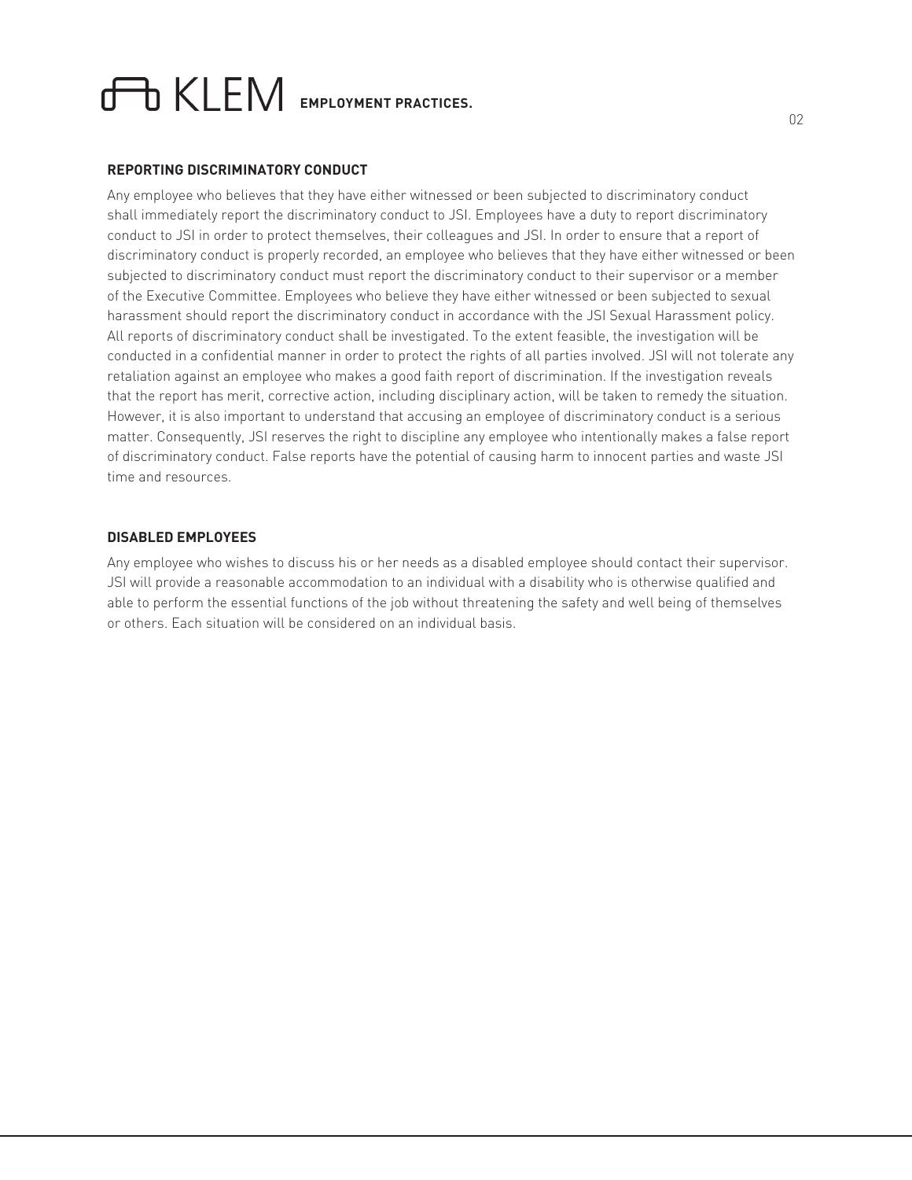## REPORTING DISCRIMINATORY CONDUCT

Any employee who believes that they have either witnessed or been subjected to discriminatory conduct shall immediately report the discriminatory conduct to JSI. Employees have a duty to report discriminatory conduct to JSI in order to protect themselves, their colleagues and JSI. In order to ensure that a report of discriminatory conduct is properly recorded, an employee who believes that they have either witnessed or been subjected to discriminatory conduct must report the discriminatory conduct to their supervisor or a member of the Executive Committee. Employees who believe they have either witnessed or been subjected to sexual harassment should report the discriminatory conduct in accordance with the JSI Sexual Harassment policy. All reports of discriminatory conduct shall be investigated. To the extent feasible, the investigation will be conducted in a confidential manner in order to protect the rights of all parties involved. JSI will not tolerate any retaliation against an employee who makes a good faith report of discrimination. If the investigation reveals that the report has merit, corrective action, including disciplinary action, will be taken to remedy the situation. However, it is also important to understand that accusing an employee of discriminatory conduct is a serious matter. Consequently, JSI reserves the right to discipline any employee who intentionally makes a false report of discriminatory conduct. False reports have the potential of causing harm to innocent parties and waste JSI time and resources.

## DISABLED EMPLOYEES

Any employee who wishes to discuss his or her needs as a disabled employee should contact their supervisor. JSI will provide a reasonable accommodation to an individual with a disability who is otherwise qualified and able to perform the essential functions of the job without threatening the safety and well being of themselves or others. Each situation will be considered on an individual basis.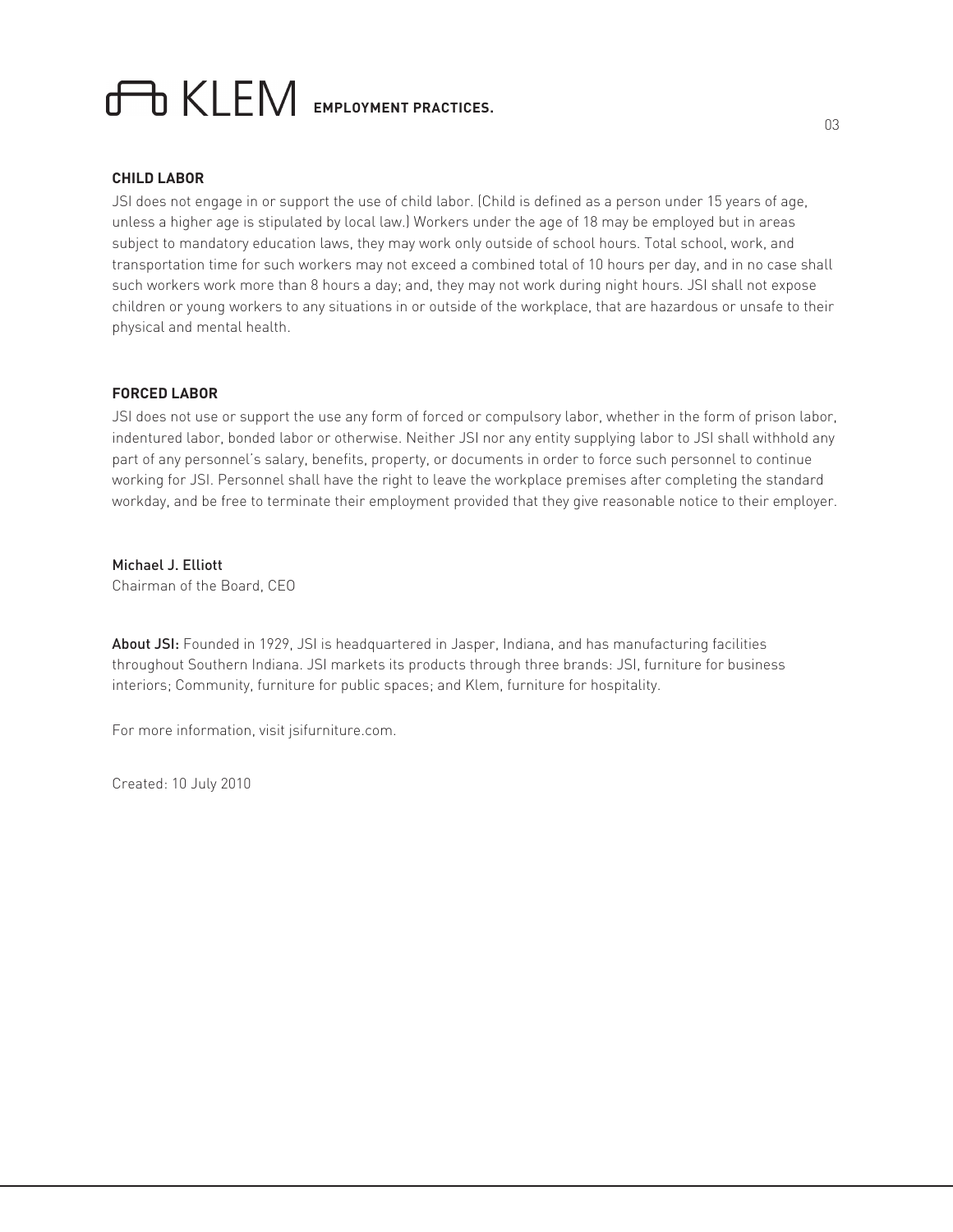## CHILD LABOR

JSI does not engage in or support the use of child labor. (Child is defined as a person under 15 years of age, unless a higher age is stipulated by local law.) Workers under the age of 18 may be employed but in areas subject to mandatory education laws, they may work only outside of school hours. Total school, work, and transportation time for such workers may not exceed a combined total of 10 hours per day, and in no case shall such workers work more than 8 hours a day; and, they may not work during night hours. JSI shall not expose children or young workers to any situations in or outside of the workplace, that are hazardous or unsafe to their physical and mental health.

## FORCED LABOR

JSI does not use or support the use any form of forced or compulsory labor, whether in the form of prison labor, indentured labor, bonded labor or otherwise. Neither JSI nor any entity supplying labor to JSI shall withhold any part of any personnel's salary, benefits, property, or documents in order to force such personnel to continue working for JSI. Personnel shall have the right to leave the workplace premises after completing the standard workday, and be free to terminate their employment provided that they give reasonable notice to their employer.

Michael J. Elliott
Chairman of the Board, CEO

About JSI: Founded in 1929, JSI is headquartered in Jasper, Indiana, and has manufacturing facilities throughout Southern Indiana. JSI markets its products through three brands: JSI, furniture for business interiors; Community, furniture for public spaces; and Klem, furniture for hospitality.

For more information, visit jsifurniture.com.

Created: 10 July 2010